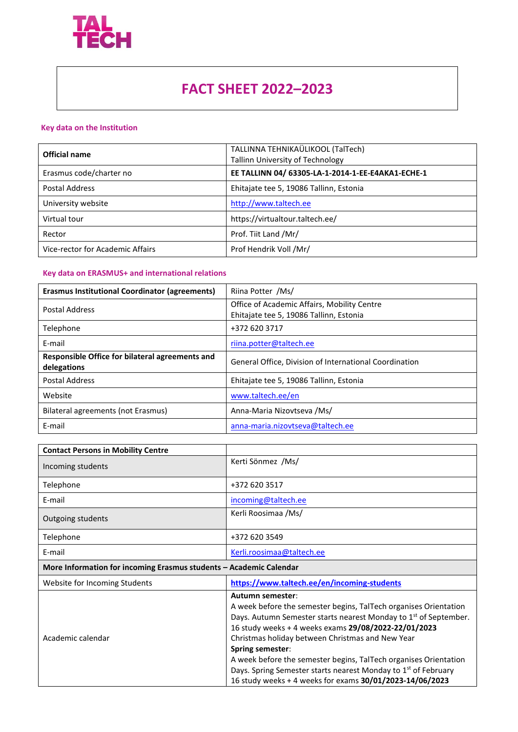TAL
TECH

# FACT SHEET 2022–2023

## Key data on the Institution

| **Official name** | TALLINNA TEHNIKAÜLIKOOL (TalTech)<br>Tallinn University of Technology |
|---|---|
| Erasmus code/charter no | **EE TALLINN 04/ 63305-LA-1-2014-1-EE-E4AKA1-ECHE-1** |
| Postal Address | Ehitajate tee 5, 19086 Tallinn, Estonia |
| University website | http://www.taltech.ee |
| Virtual tour | https://virtualtour.taltech.ee/ |
| Rector | Prof. Tiit Land /Mr/ |
| Vice-rector for Academic Affairs | Prof Hendrik Voll /Mr/ |

## Key data on ERASMUS+ and international relations

| **Erasmus Institutional Coordinator (agreements)** | Riina Potter /Ms/ |
|---|---|
| Postal Address | Office of Academic Affairs, Mobility Centre<br>Ehitajate tee 5, 19086 Tallinn, Estonia |
| Telephone | +372 620 3717 |
| E-mail | riina.potter@taltech.ee |
| **Responsible Office for bilateral agreements and delegations** | General Office, Division of International Coordination |
| Postal Address | Ehitajate tee 5, 19086 Tallinn, Estonia |
| Website | www.taltech.ee/en |
| Bilateral agreements (not Erasmus) | Anna-Maria Nizovtseva /Ms/ |
| E-mail | anna-maria.nizovtseva@taltech.ee |

| **Contact Persons in Mobility Centre** | |
|---|---|
| Incoming students | Kerti Sönmez /Ms/ |
| Telephone | +372 620 3517 |
| E-mail | incoming@taltech.ee |
| Outgoing students | Kerli Roosimaa /Ms/ |
| Telephone | +372 620 3549 |
| E-mail | Kerli.roosimaa@taltech.ee |
| **More Information for incoming Erasmus students – Academic Calendar** | |
| Website for Incoming Students | **https://www.taltech.ee/en/incoming-students** |
| Academic calendar | **Autumn semester**:<br>A week before the semester begins, TalTech organises Orientation Days. Autumn Semester starts nearest Monday to 1st of September.<br>16 study weeks + 4 weeks exams **29/08/2022-22/01/2023**<br>Christmas holiday between Christmas and New Year<br>**Spring semester**:<br>A week before the semester begins, TalTech organises Orientation Days. Spring Semester starts nearest Monday to 1st of February<br>16 study weeks + 4 weeks for exams **30/01/2023-14/06/2023** |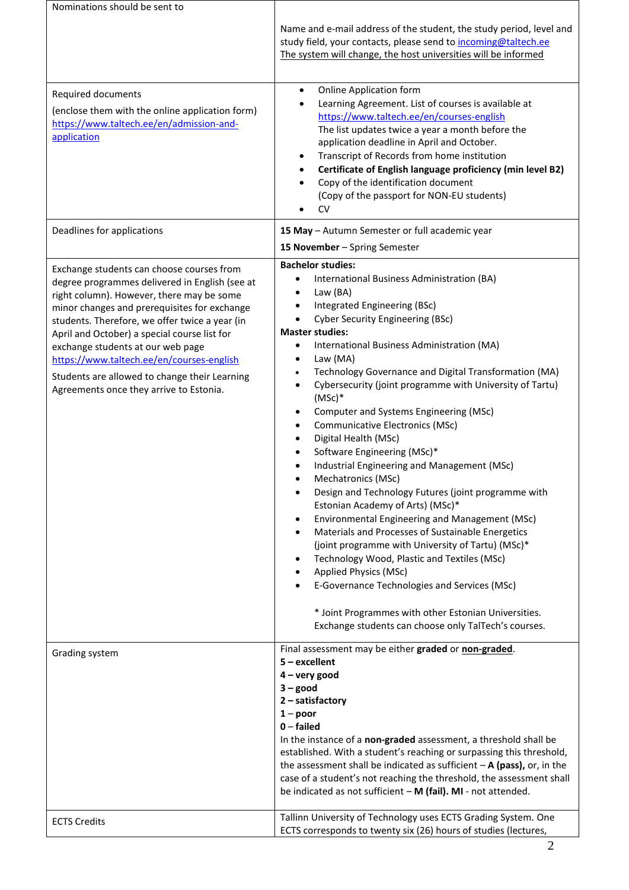| | |
|---|---|
| Nominations should be sent to | Name and e-mail address of the student, the study period, level and study field, your contacts, please send to incoming@taltech.ee<br>The system will change, the host universities will be informed |
| Required documents<br><br>(enclose them with the online application form) https://www.taltech.ee/en/admission-and-application | • Online Application form<br>• Learning Agreement. List of courses is available at https://www.taltech.ee/en/courses-english<br>The list updates twice a year a month before the application deadline in April and October.<br>• Transcript of Records from home institution<br>• **Certificate of English language proficiency (min level B2)**<br>• Copy of the identification document<br>(Copy of the passport for NON-EU students)<br>• CV |
| Deadlines for applications | **15 May** – Autumn Semester or full academic year<br><br>**15 November** – Spring Semester |
| Exchange students can choose courses from degree programmes delivered in English (see at right column). However, there may be some minor changes and prerequisites for exchange students. Therefore, we offer twice a year (in April and October) a special course list for exchange students at our web page https://www.taltech.ee/en/courses-english<br><br>Students are allowed to change their Learning Agreements once they arrive to Estonia. | **Bachelor studies:**<br>• International Business Administration (BA)<br>• Law (BA)<br>• Integrated Engineering (BSc)<br>• Cyber Security Engineering (BSc)<br>**Master studies:**<br>• International Business Administration (MA)<br>• Law (MA)<br>• Technology Governance and Digital Transformation (MA)<br>• Cybersecurity (joint programme with University of Tartu) (MSc)*<br>• Computer and Systems Engineering (MSc)<br>• Communicative Electronics (MSc)<br>• Digital Health (MSc)<br>• Software Engineering (MSc)*<br>• Industrial Engineering and Management (MSc)<br>• Mechatronics (MSc)<br>• Design and Technology Futures (joint programme with Estonian Academy of Arts) (MSc)*<br>• Environmental Engineering and Management (MSc)<br>• Materials and Processes of Sustainable Energetics (joint programme with University of Tartu) (MSc)*<br>• Technology Wood, Plastic and Textiles (MSc)<br>• Applied Physics (MSc)<br>• E-Governance Technologies and Services (MSc)<br><br>* Joint Programmes with other Estonian Universities. Exchange students can choose only TalTech's courses. |
| Grading system | Final assessment may be either **graded** or **non-graded**.<br>**5 – excellent**<br>**4 – very good**<br>**3 – good**<br>**2 – satisfactory**<br>**1 – poor**<br>**0 – failed**<br>In the instance of a **non-graded** assessment, a threshold shall be established. With a student's reaching or surpassing this threshold, the assessment shall be indicated as sufficient – **A (pass),** or, in the case of a student's not reaching the threshold, the assessment shall be indicated as not sufficient – **M (fail). MI** - not attended. |
| ECTS Credits | Tallinn University of Technology uses ECTS Grading System. One ECTS corresponds to twenty six (26) hours of studies (lectures, |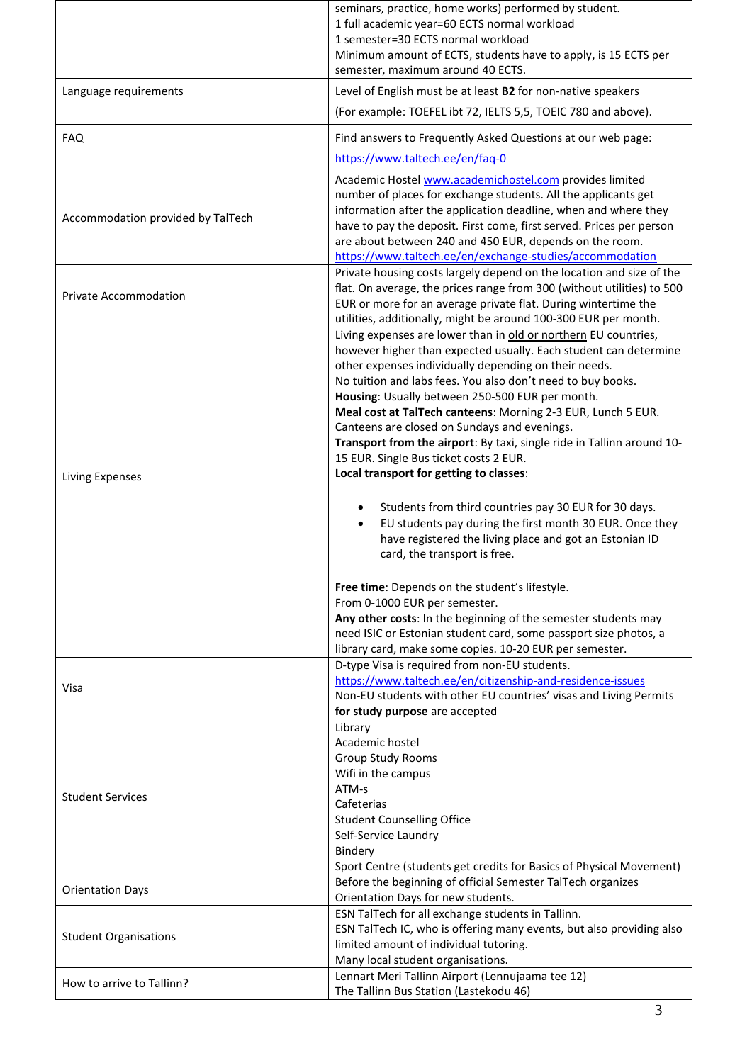| | |
|---|---|
| | seminars, practice, home works) performed by student.<br>1 full academic year=60 ECTS normal workload<br>1 semester=30 ECTS normal workload<br>Minimum amount of ECTS, students have to apply, is 15 ECTS per semester, maximum around 40 ECTS. |
| Language requirements | Level of English must be at least **B2** for non-native speakers<br>(For example: TOEFEL ibt 72, IELTS 5,5, TOEIC 780 and above). |
| FAQ | Find answers to Frequently Asked Questions at our web page:<br>https://www.taltech.ee/en/faq-0 |
| Accommodation provided by TalTech | Academic Hostel www.academichostel.com provides limited number of places for exchange students. All the applicants get information after the application deadline, when and where they have to pay the deposit. First come, first served. Prices per person are about between 240 and 450 EUR, depends on the room.<br>https://www.taltech.ee/en/exchange-studies/accommodation |
| Private Accommodation | Private housing costs largely depend on the location and size of the flat. On average, the prices range from 300 (without utilities) to 500 EUR or more for an average private flat. During wintertime the utilities, additionally, might be around 100-300 EUR per month. |
| Living Expenses | Living expenses are lower than in old or northern EU countries, however higher than expected usually. Each student can determine other expenses individually depending on their needs.<br>No tuition and labs fees. You also don't need to buy books.<br>**Housing**: Usually between 250-500 EUR per month.<br>**Meal cost at TalTech canteens**: Morning 2-3 EUR, Lunch 5 EUR. Canteens are closed on Sundays and evenings.<br>**Transport from the airport**: By taxi, single ride in Tallinn around 10-15 EUR. Single Bus ticket costs 2 EUR.<br>**Local transport for getting to classes**:<br>• Students from third countries pay 30 EUR for 30 days.<br>• EU students pay during the first month 30 EUR. Once they have registered the living place and got an Estonian ID card, the transport is free.<br><br>**Free time**: Depends on the student's lifestyle.<br>From 0-1000 EUR per semester.<br>**Any other costs**: In the beginning of the semester students may need ISIC or Estonian student card, some passport size photos, a library card, make some copies. 10-20 EUR per semester. |
| Visa | D-type Visa is required from non-EU students.<br>https://www.taltech.ee/en/citizenship-and-residence-issues<br>Non-EU students with other EU countries' visas and Living Permits **for study purpose** are accepted |
| Student Services | Library<br>Academic hostel<br>Group Study Rooms<br>Wifi in the campus<br>ATM-s<br>Cafeterias<br>Student Counselling Office<br>Self-Service Laundry<br>Bindery<br>Sport Centre (students get credits for Basics of Physical Movement) |
| Orientation Days | Before the beginning of official Semester TalTech organizes Orientation Days for new students. |
| Student Organisations | ESN TalTech for all exchange students in Tallinn.<br>ESN TalTech IC, who is offering many events, but also providing also limited amount of individual tutoring.<br>Many local student organisations. |
| How to arrive to Tallinn? | Lennart Meri Tallinn Airport (Lennujaama tee 12)<br>The Tallinn Bus Station (Lastekodu 46) |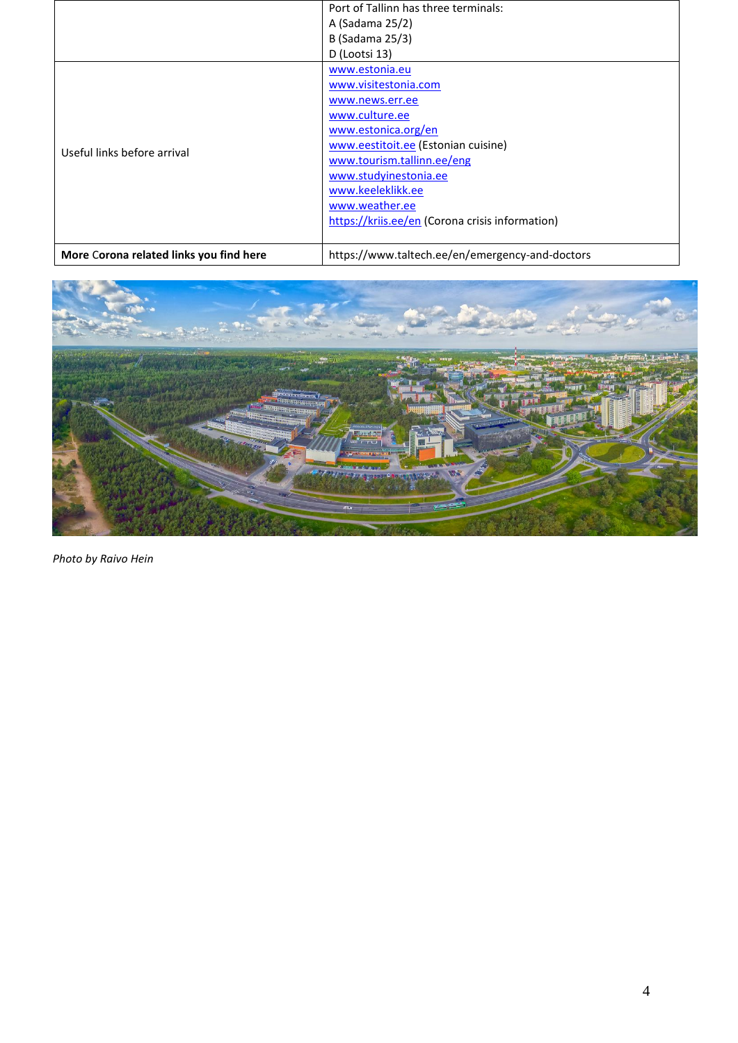| | |
|---|---|
| | Port of Tallinn has three terminals:<br>A (Sadama 25/2)<br>B (Sadama 25/3)<br>D (Lootsi 13) |
| Useful links before arrival | www.estonia.eu<br>www.visitestonia.com<br>www.news.err.ee<br>www.culture.ee<br>www.estonica.org/en<br>www.eestitoit.ee (Estonian cuisine)<br>www.tourism.tallinn.ee/eng<br>www.studyinestonia.ee<br>www.keeleklikk.ee<br>www.weather.ee<br>https://kriis.ee/en (Corona crisis information) |
| **More Corona related links you find here** | https://www.taltech.ee/en/emergency-and-doctors |

*Photo by Raivo Hein*